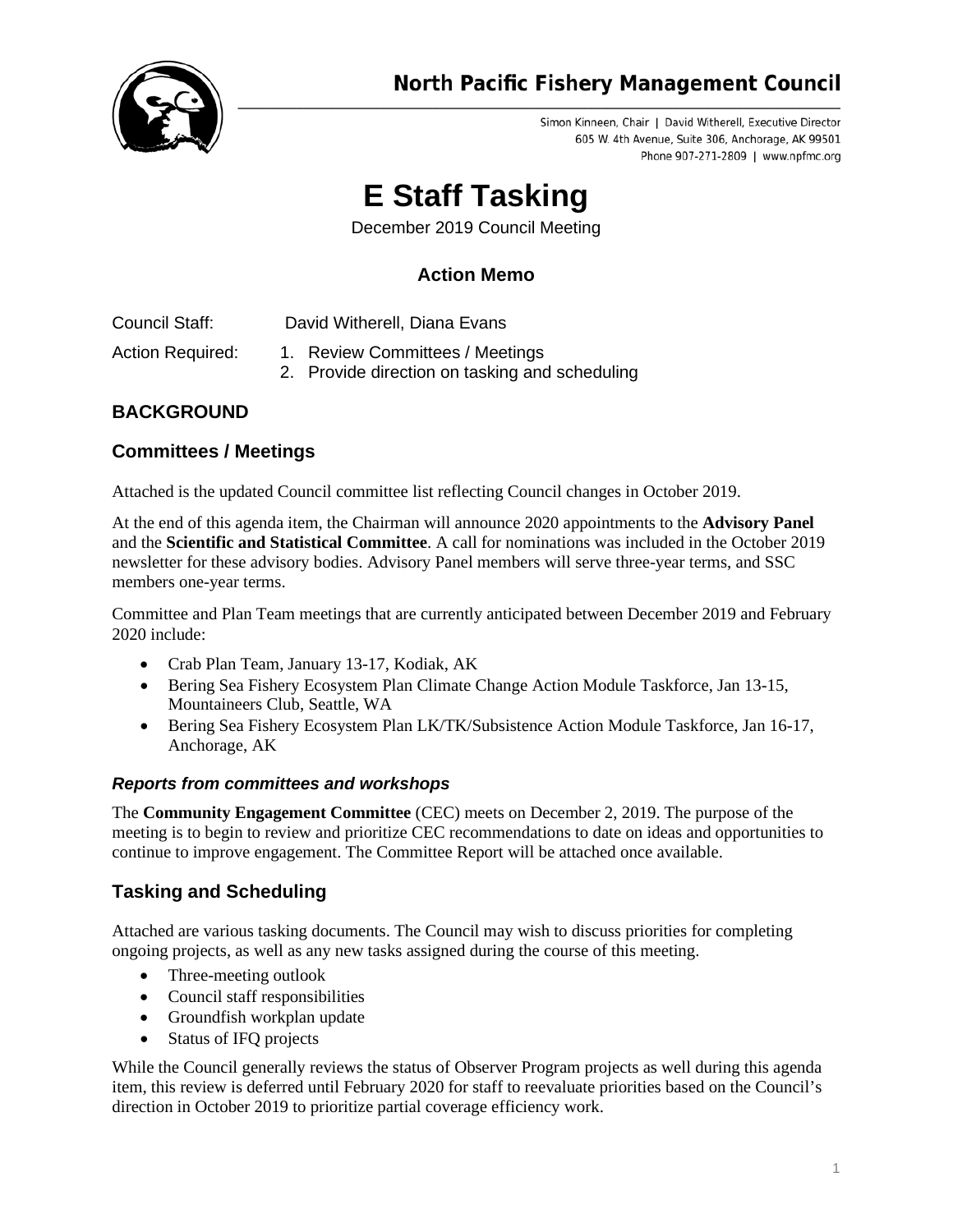# North Pacific Fishery Management Council

Simon Kinneen, Chair | David Witherell, Executive Director
605 W. 4th Avenue, Suite 306, Anchorage, AK 99501
Phone 907-271-2809 | www.npfmc.org

# E Staff Tasking

December 2019 Council Meeting

## Action Memo

Council Staff: David Witherell, Diana Evans

Action Required:
1. Review Committees / Meetings
2. Provide direction on tasking and scheduling

## BACKGROUND

## Committees / Meetings

Attached is the updated Council committee list reflecting Council changes in October 2019.

At the end of this agenda item, the Chairman will announce 2020 appointments to the **Advisory Panel** and the **Scientific and Statistical Committee**. A call for nominations was included in the October 2019 newsletter for these advisory bodies. Advisory Panel members will serve three-year terms, and SSC members one-year terms.

Committee and Plan Team meetings that are currently anticipated between December 2019 and February 2020 include:

- Crab Plan Team, January 13-17, Kodiak, AK
- Bering Sea Fishery Ecosystem Plan Climate Change Action Module Taskforce, Jan 13-15, Mountaineers Club, Seattle, WA
- Bering Sea Fishery Ecosystem Plan LK/TK/Subsistence Action Module Taskforce, Jan 16-17, Anchorage, AK

### *Reports from committees and workshops*

The **Community Engagement Committee** (CEC) meets on December 2, 2019. The purpose of the meeting is to begin to review and prioritize CEC recommendations to date on ideas and opportunities to continue to improve engagement. The Committee Report will be attached once available.

## Tasking and Scheduling

Attached are various tasking documents. The Council may wish to discuss priorities for completing ongoing projects, as well as any new tasks assigned during the course of this meeting.

- Three-meeting outlook
- Council staff responsibilities
- Groundfish workplan update
- Status of IFQ projects

While the Council generally reviews the status of Observer Program projects as well during this agenda item, this review is deferred until February 2020 for staff to reevaluate priorities based on the Council's direction in October 2019 to prioritize partial coverage efficiency work.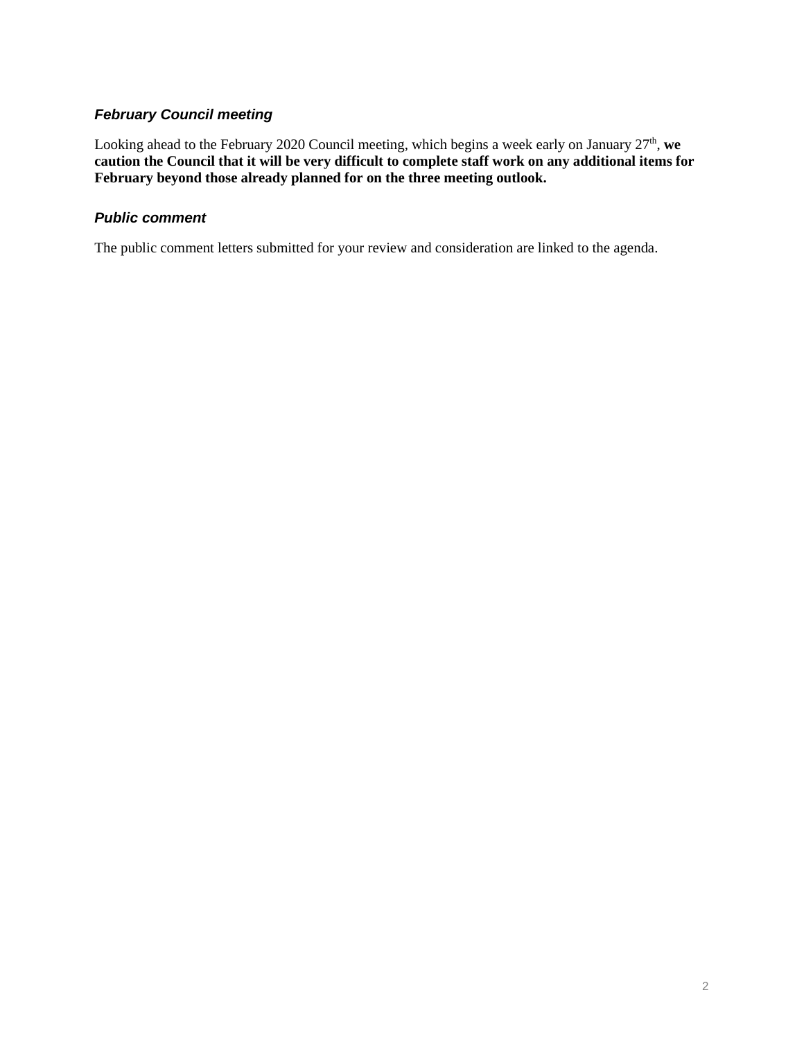### *February Council meeting*

Looking ahead to the February 2020 Council meeting, which begins a week early on January 27th, **we caution the Council that it will be very difficult to complete staff work on any additional items for February beyond those already planned for on the three meeting outlook.**

### *Public comment*

The public comment letters submitted for your review and consideration are linked to the agenda.